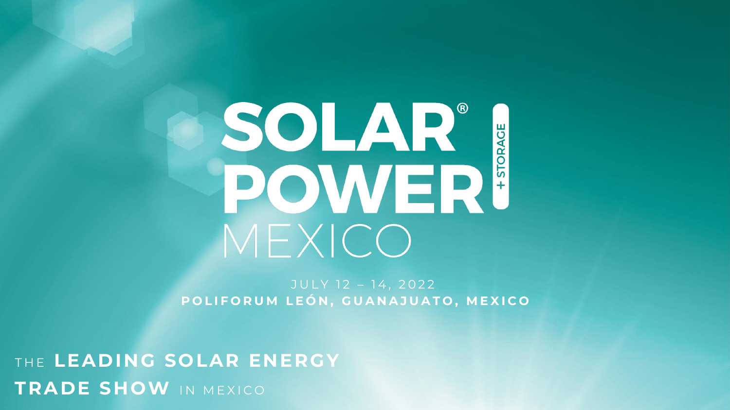# SOLAR® POWER MEXICO

+ STORAGE

JULY 12 – 14, 2022

**POLIFORUM LEÓN, GUANAJUATO, MEXICO**

THE **LEADING SOLAR ENERGY TRADE SHOW** IN MEXICO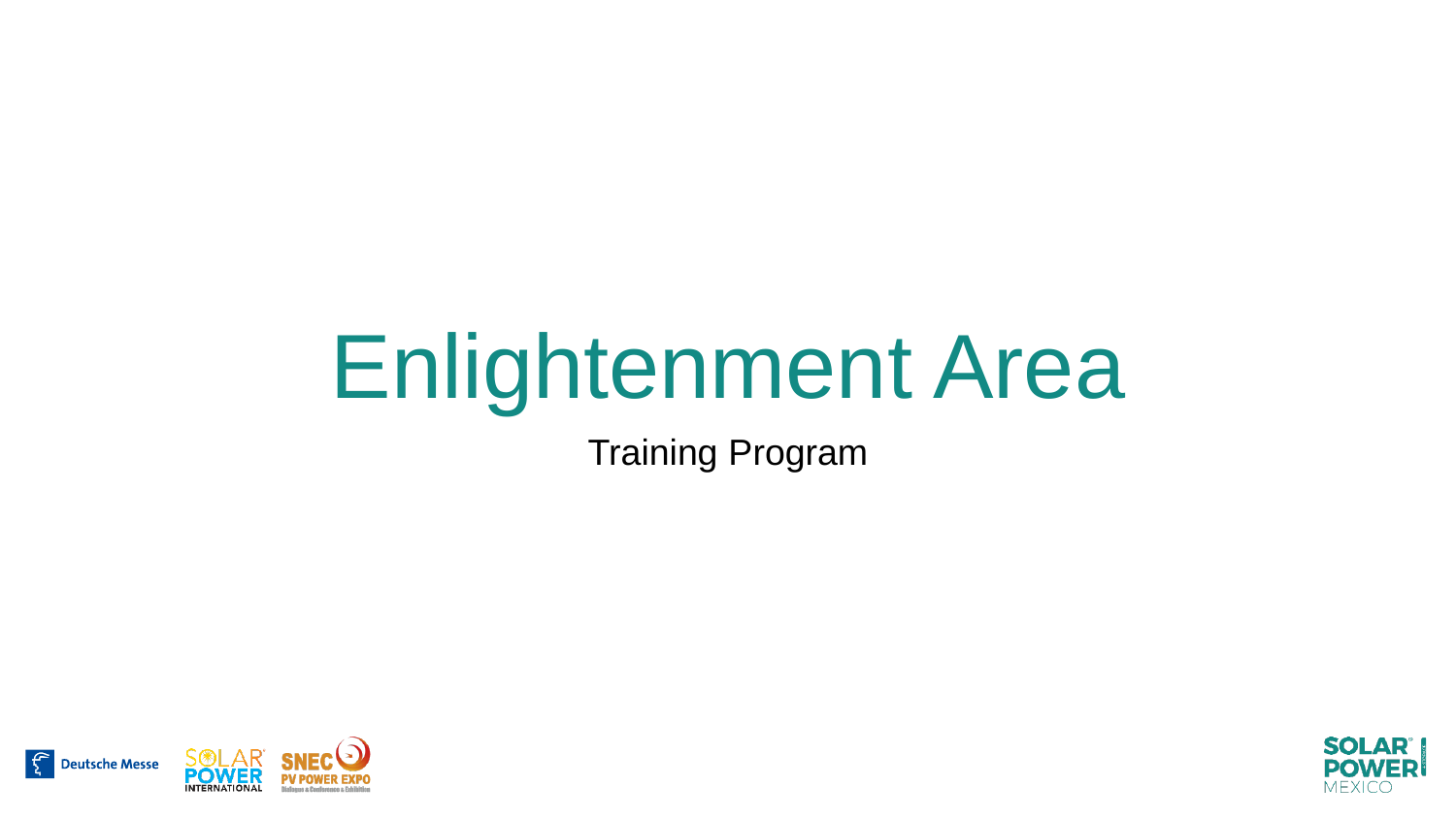# Enlightenment Area

Training Program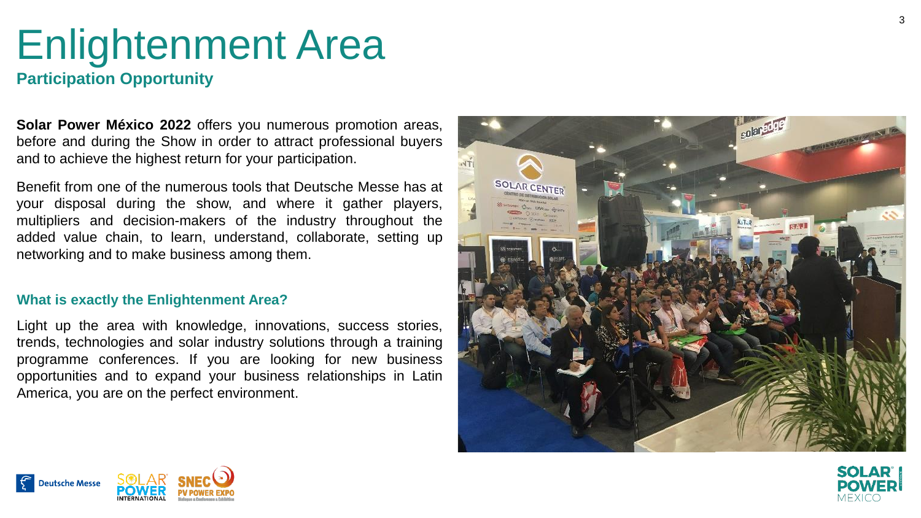# Enlightenment Area

## Participation Opportunity

**Solar Power México 2022** offers you numerous promotion areas, before and during the Show in order to attract professional buyers and to achieve the highest return for your participation.

Benefit from one of the numerous tools that Deutsche Messe has at your disposal during the show, and where it gather players, multipliers and decision-makers of the industry throughout the added value chain, to learn, understand, collaborate, setting up networking and to make business among them.

### What is exactly the Enlightenment Area?

Light up the area with knowledge, innovations, success stories, trends, technologies and solar industry solutions through a training programme conferences. If you are looking for new business opportunities and to expand your business relationships in Latin America, you are on the perfect environment.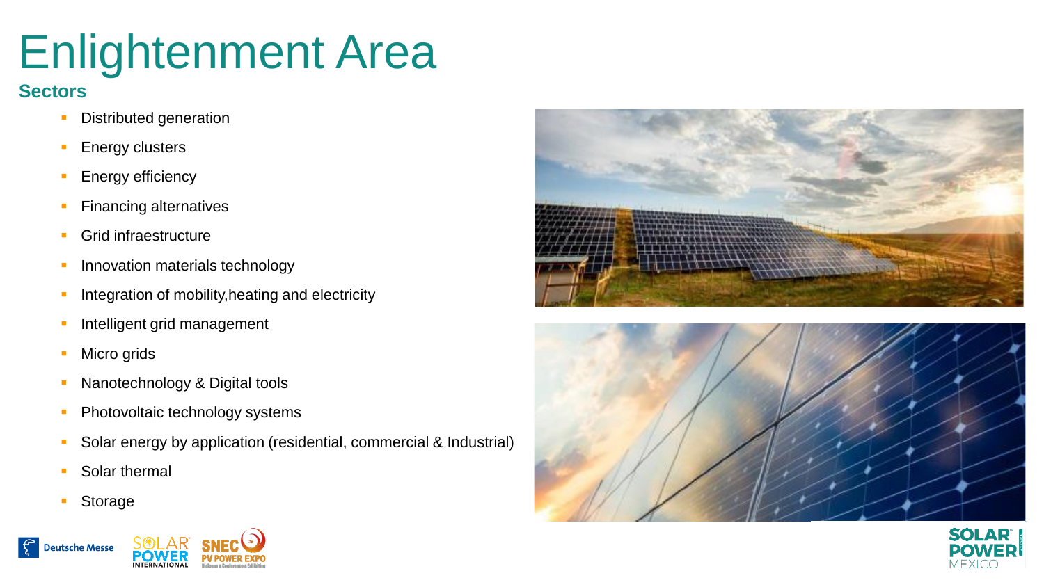# Enlightenment Area

## Sectors

- Distributed generation
- Energy clusters
- Energy efficiency
- Financing alternatives
- Grid infraestructure
- Innovation materials technology
- Integration of mobility,heating and electricity
- Intelligent grid management
- Micro grids
- Nanotechnology & Digital tools
- Photovoltaic technology systems
- Solar energy by application (residential, commercial & Industrial)
- Solar thermal
- Storage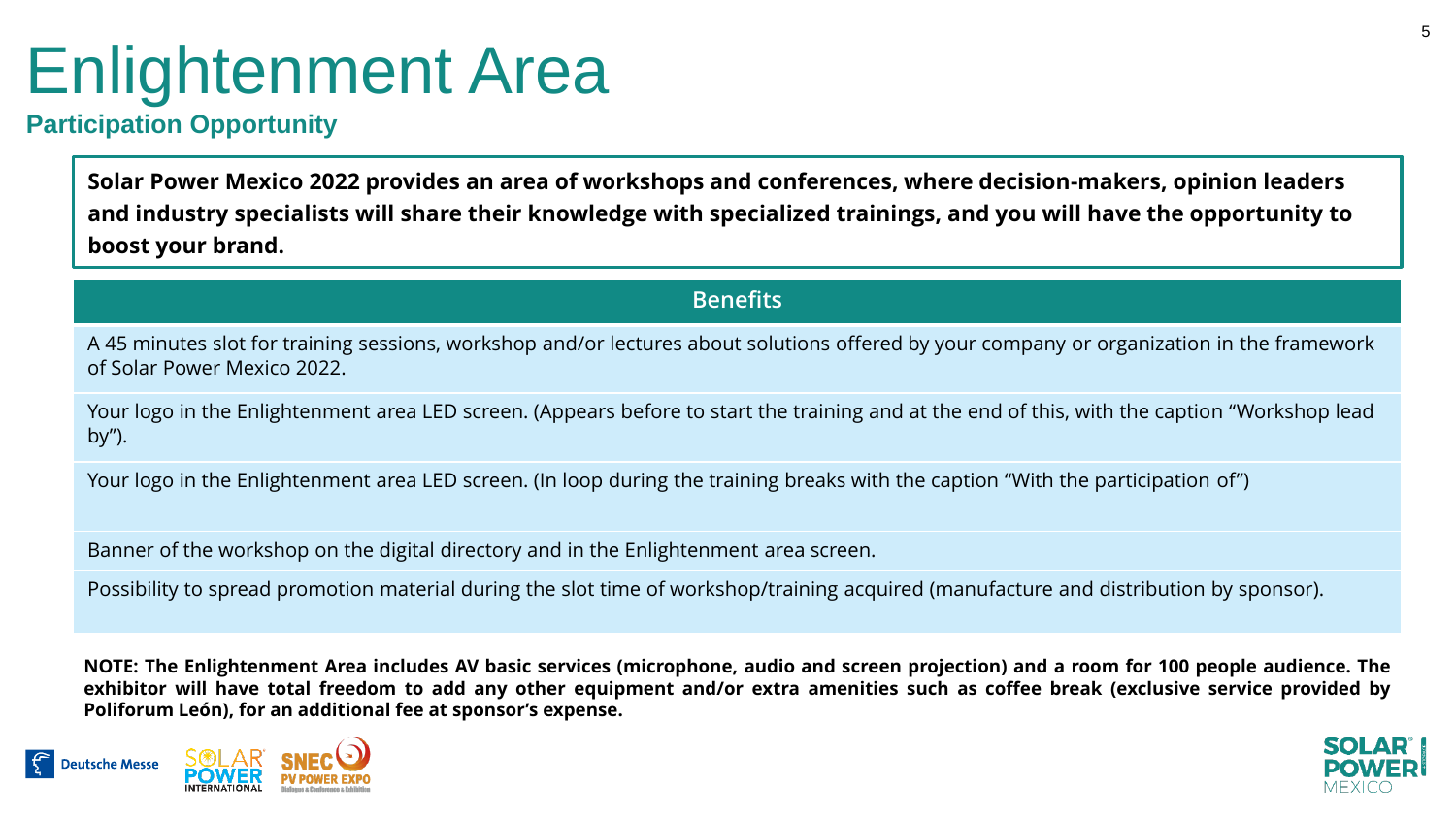# Enlightenment Area

## Participation Opportunity

**Solar Power Mexico 2022 provides an area of workshops and conferences, where decision-makers, opinion leaders and industry specialists will share their knowledge with specialized trainings, and you will have the opportunity to boost your brand.**

| Benefits |
| --- |
| A 45 minutes slot for training sessions, workshop and/or lectures about solutions offered by your company or organization in the framework of Solar Power Mexico 2022. |
| Your logo in the Enlightenment area LED screen. (Appears before to start the training and at the end of this, with the caption "Workshop lead by"). |
| Your logo in the Enlightenment area LED screen. (In loop during the training breaks with the caption "With the participation of") |
| Banner of the workshop on the digital directory and in the Enlightenment area screen. |
| Possibility to spread promotion material during the slot time of workshop/training acquired (manufacture and distribution by sponsor). |

**NOTE: The Enlightenment Area includes AV basic services (microphone, audio and screen projection) and a room for 100 people audience. The exhibitor will have total freedom to add any other equipment and/or extra amenities such as coffee break (exclusive service provided by Poliforum León), for an additional fee at sponsor's expense.**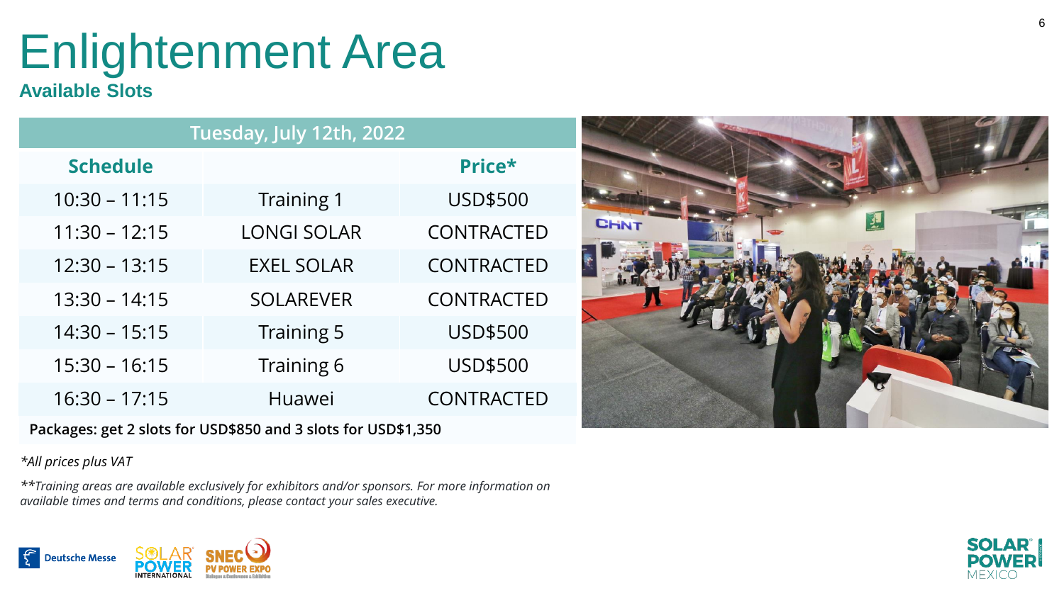# Enlightenment Area

**Available Slots**

| Tuesday, July 12th, 2022 | | |
|---|---|---|
| **Schedule** | | **Price*** |
| 10:30 – 11:15 | Training 1 | USD$500 |
| 11:30 – 12:15 | LONGI SOLAR | CONTRACTED |
| 12:30 – 13:15 | EXEL SOLAR | CONTRACTED |
| 13:30 – 14:15 | SOLAREVER | CONTRACTED |
| 14:30 – 15:15 | Training 5 | USD$500 |
| 15:30 – 16:15 | Training 6 | USD$500 |
| 16:30 – 17:15 | Huawei | CONTRACTED |
| **Packages: get 2 slots for USD$850 and 3 slots for USD$1,350** | | |

*\*All prices plus VAT*

*\*\*Training areas are available exclusively for exhibitors and/or sponsors. For more information on available times and terms and conditions, please contact your sales executive.*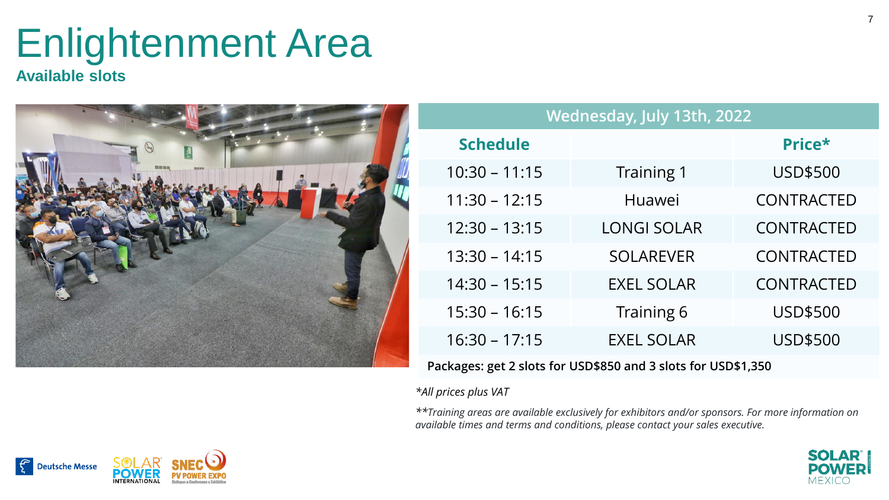# Enlightenment Area

**Available slots**

| Wednesday, July 13th, 2022 | | |
|---|---|---|
| **Schedule** | | **Price*** |
| 10:30 – 11:15 | Training 1 | USD$500 |
| 11:30 – 12:15 | Huawei | CONTRACTED |
| 12:30 – 13:15 | LONGI SOLAR | CONTRACTED |
| 13:30 – 14:15 | SOLAREVER | CONTRACTED |
| 14:30 – 15:15 | EXEL SOLAR | CONTRACTED |
| 15:30 – 16:15 | Training 6 | USD$500 |
| 16:30 – 17:15 | EXEL SOLAR | USD$500 |
| **Packages: get 2 slots for USD$850 and 3 slots for USD$1,350** | | |

*\*All prices plus VAT*

*\*\*Training areas are available exclusively for exhibitors and/or sponsors. For more information on available times and terms and conditions, please contact your sales executive.*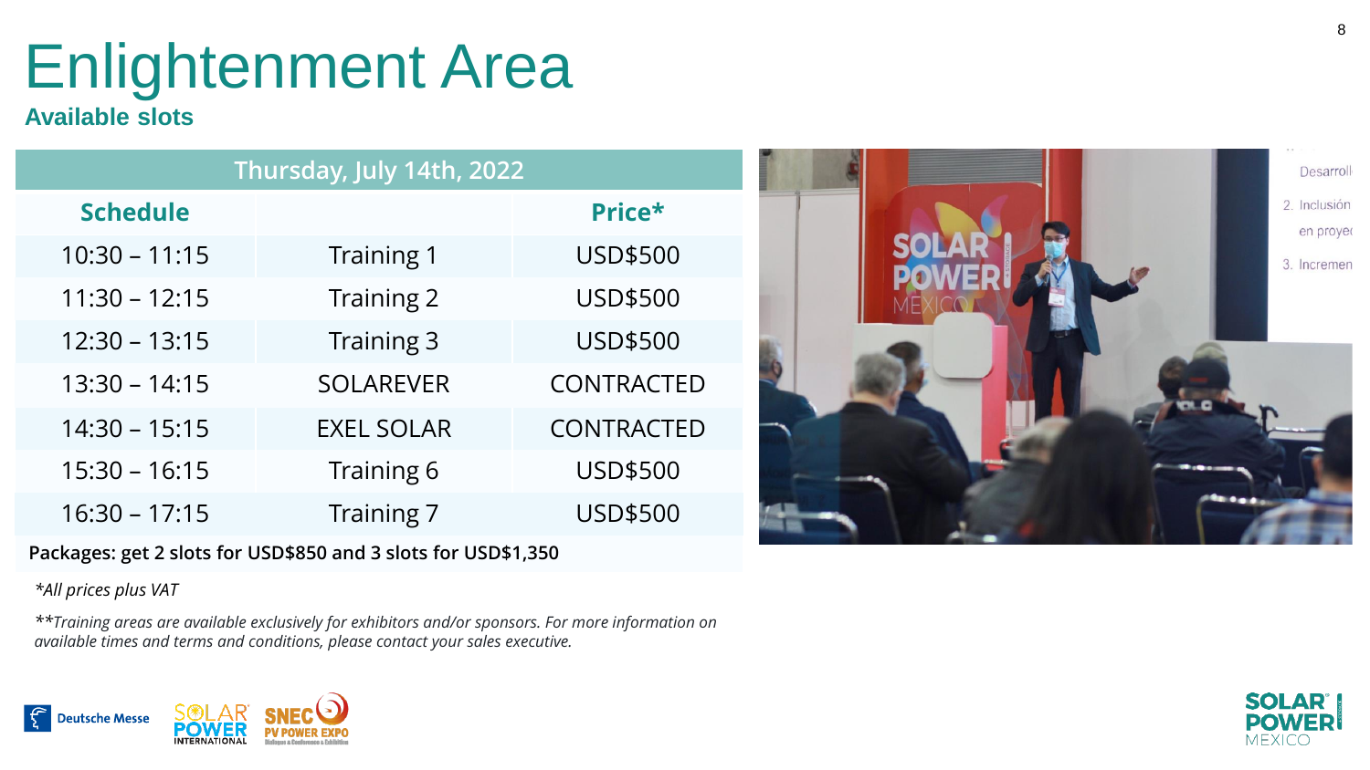# Enlightenment Area

**Available slots**

| Thursday, July 14th, 2022 | | |
|---|---|---|
| **Schedule** | | **Price*** |
| 10:30 – 11:15 | Training 1 | USD$500 |
| 11:30 – 12:15 | Training 2 | USD$500 |
| 12:30 – 13:15 | Training 3 | USD$500 |
| 13:30 – 14:15 | SOLAREVER | CONTRACTED |
| 14:30 – 15:15 | EXEL SOLAR | CONTRACTED |
| 15:30 – 16:15 | Training 6 | USD$500 |
| 16:30 – 17:15 | Training 7 | USD$500 |
| **Packages: get 2 slots for USD$850 and 3 slots for USD$1,350** | | |

*\*All prices plus VAT*

*\*\*Training areas are available exclusively for exhibitors and/or sponsors. For more information on available times and terms and conditions, please contact your sales executive.*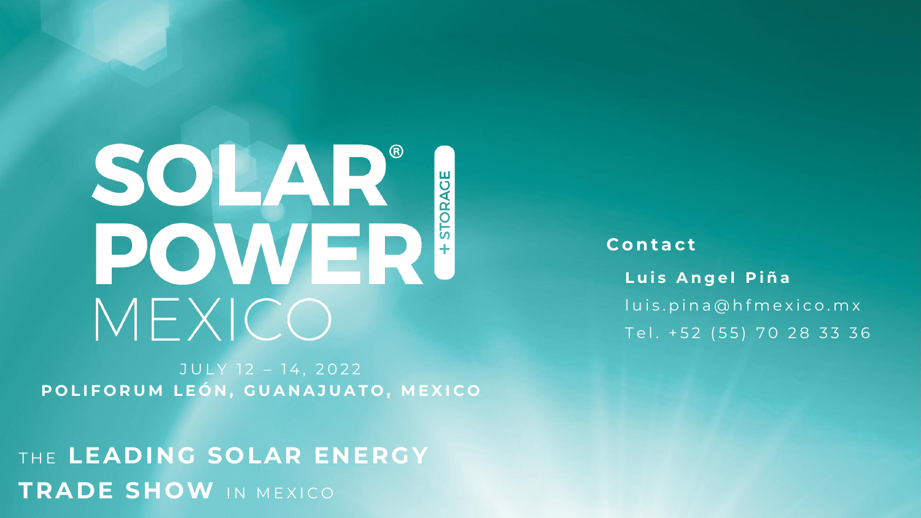# SOLAR® POWER + STORAGE MEXICO

JULY 12 – 14, 2022

**POLIFORUM LEÓN, GUANAJUATO, MEXICO**

THE **LEADING SOLAR ENERGY TRADE SHOW** IN MEXICO

**Contact**

**Luis Angel Piña**

luis.pina@hfmexico.mx

Tel. +52 (55) 70 28 33 36